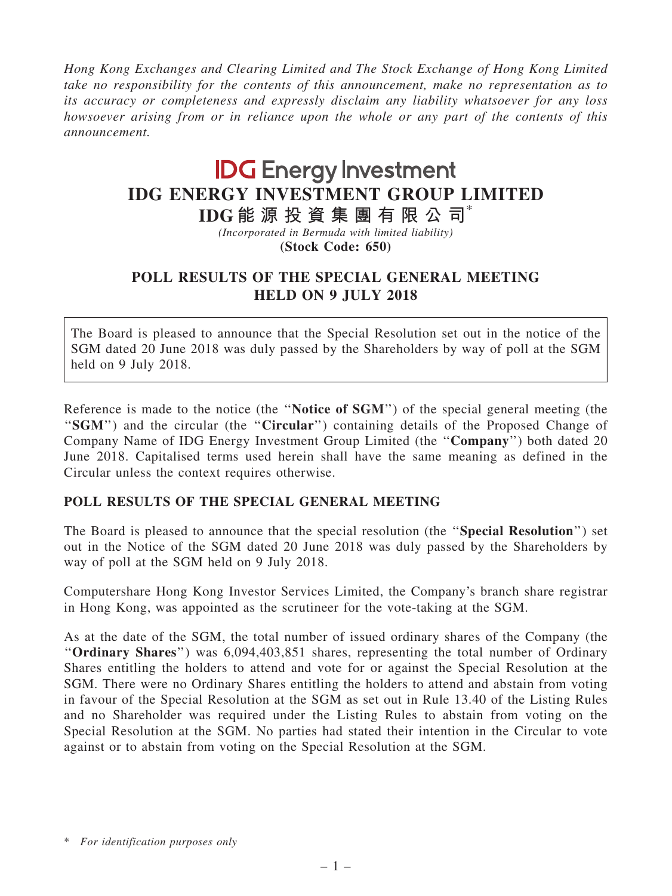*Hong Kong Exchanges and Clearing Limited and The Stock Exchange of Hong Kong Limited take no responsibility for the contents of this announcement, make no representation as to its accuracy or completeness and expressly disclaim any liability whatsoever for any loss howsoever arising from or in reliance upon the whole or any part of the contents of this announcement.*

**IDG Energy Investment**

# IDG ENERGY INVESTMENT GROUP LIMITED

# IDG能源投資集團有限公司*

*(Incorporated in Bermuda with limited liability)*

**(Stock Code: 650)**

## POLL RESULTS OF THE SPECIAL GENERAL MEETING HELD ON 9 JULY 2018

The Board is pleased to announce that the Special Resolution set out in the notice of the SGM dated 20 June 2018 was duly passed by the Shareholders by way of poll at the SGM held on 9 July 2018.

Reference is made to the notice (the "**Notice of SGM**") of the special general meeting (the "**SGM**") and the circular (the "**Circular**") containing details of the Proposed Change of Company Name of IDG Energy Investment Group Limited (the "**Company**") both dated 20 June 2018. Capitalised terms used herein shall have the same meaning as defined in the Circular unless the context requires otherwise.

## POLL RESULTS OF THE SPECIAL GENERAL MEETING

The Board is pleased to announce that the special resolution (the "**Special Resolution**") set out in the Notice of the SGM dated 20 June 2018 was duly passed by the Shareholders by way of poll at the SGM held on 9 July 2018.

Computershare Hong Kong Investor Services Limited, the Company's branch share registrar in Hong Kong, was appointed as the scrutineer for the vote-taking at the SGM.

As at the date of the SGM, the total number of issued ordinary shares of the Company (the "**Ordinary Shares**") was 6,094,403,851 shares, representing the total number of Ordinary Shares entitling the holders to attend and vote for or against the Special Resolution at the SGM. There were no Ordinary Shares entitling the holders to attend and abstain from voting in favour of the Special Resolution at the SGM as set out in Rule 13.40 of the Listing Rules and no Shareholder was required under the Listing Rules to abstain from voting on the Special Resolution at the SGM. No parties had stated their intention in the Circular to vote against or to abstain from voting on the Special Resolution at the SGM.

\* *For identification purposes only*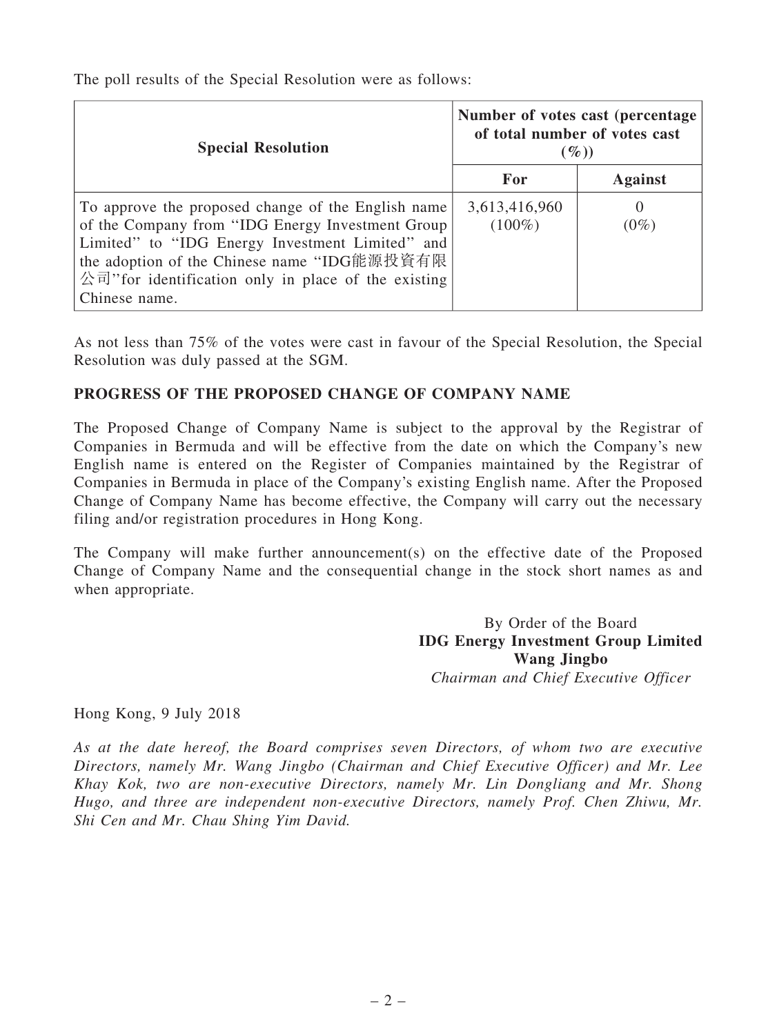The poll results of the Special Resolution were as follows:

| Special Resolution | Number of votes cast (percentage of total number of votes cast (%)) | |
|---|---|---|
| | For | Against |
| To approve the proposed change of the English name of the Company from "IDG Energy Investment Group Limited" to "IDG Energy Investment Limited" and the adoption of the Chinese name "IDG能源投資有限公司"for identification only in place of the existing Chinese name. | 3,613,416,960 (100%) | 0 (0%) |

As not less than 75% of the votes were cast in favour of the Special Resolution, the Special Resolution was duly passed at the SGM.

## PROGRESS OF THE PROPOSED CHANGE OF COMPANY NAME

The Proposed Change of Company Name is subject to the approval by the Registrar of Companies in Bermuda and will be effective from the date on which the Company's new English name is entered on the Register of Companies maintained by the Registrar of Companies in Bermuda in place of the Company's existing English name. After the Proposed Change of Company Name has become effective, the Company will carry out the necessary filing and/or registration procedures in Hong Kong.

The Company will make further announcement(s) on the effective date of the Proposed Change of Company Name and the consequential change in the stock short names as and when appropriate.

By Order of the Board
**IDG Energy Investment Group Limited**
**Wang Jingbo**
*Chairman and Chief Executive Officer*

Hong Kong, 9 July 2018

*As at the date hereof, the Board comprises seven Directors, of whom two are executive Directors, namely Mr. Wang Jingbo (Chairman and Chief Executive Officer) and Mr. Lee Khay Kok, two are non-executive Directors, namely Mr. Lin Dongliang and Mr. Shong Hugo, and three are independent non-executive Directors, namely Prof. Chen Zhiwu, Mr. Shi Cen and Mr. Chau Shing Yim David.*